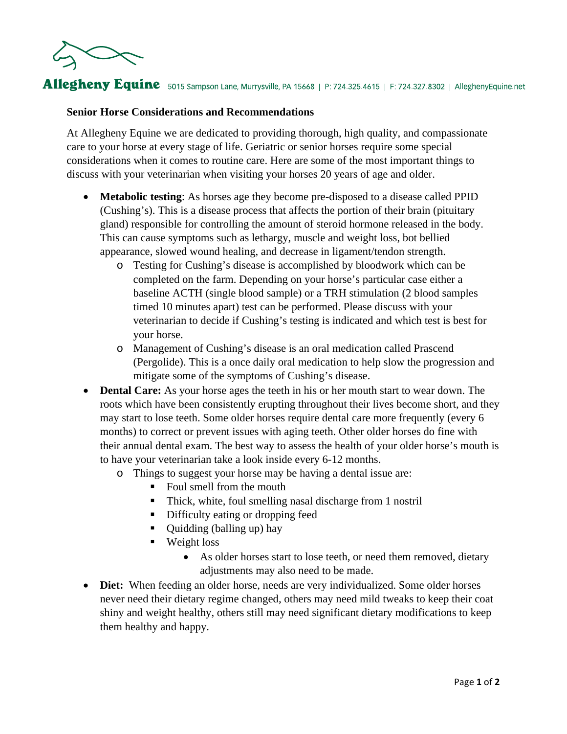**Allegheny Equine** 5015 Sampson Lane, Murrysville, PA 15668 | P: 724.325.4615 | F: 724.327.8302 | AlleghenyEquine.net

## Senior Horse Considerations and Recommendations

At Allegheny Equine we are dedicated to providing thorough, high quality, and compassionate care to your horse at every stage of life. Geriatric or senior horses require some special considerations when it comes to routine care. Here are some of the most important things to discuss with your veterinarian when visiting your horses 20 years of age and older.

- **Metabolic testing**: As horses age they become pre-disposed to a disease called PPID (Cushing's). This is a disease process that affects the portion of their brain (pituitary gland) responsible for controlling the amount of steroid hormone released in the body. This can cause symptoms such as lethargy, muscle and weight loss, bot bellied appearance, slowed wound healing, and decrease in ligament/tendon strength.
  - Testing for Cushing's disease is accomplished by bloodwork which can be completed on the farm. Depending on your horse's particular case either a baseline ACTH (single blood sample) or a TRH stimulation (2 blood samples timed 10 minutes apart) test can be performed. Please discuss with your veterinarian to decide if Cushing's testing is indicated and which test is best for your horse.
  - Management of Cushing's disease is an oral medication called Prascend (Pergolide). This is a once daily oral medication to help slow the progression and mitigate some of the symptoms of Cushing's disease.
- **Dental Care:** As your horse ages the teeth in his or her mouth start to wear down. The roots which have been consistently erupting throughout their lives become short, and they may start to lose teeth. Some older horses require dental care more frequently (every 6 months) to correct or prevent issues with aging teeth. Other older horses do fine with their annual dental exam. The best way to assess the health of your older horse's mouth is to have your veterinarian take a look inside every 6-12 months.
  - Things to suggest your horse may be having a dental issue are:
    - Foul smell from the mouth
    - Thick, white, foul smelling nasal discharge from 1 nostril
    - Difficulty eating or dropping feed
    - Quidding (balling up) hay
    - Weight loss
      - As older horses start to lose teeth, or need them removed, dietary adjustments may also need to be made.
- **Diet:** When feeding an older horse, needs are very individualized. Some older horses never need their dietary regime changed, others may need mild tweaks to keep their coat shiny and weight healthy, others still may need significant dietary modifications to keep them healthy and happy.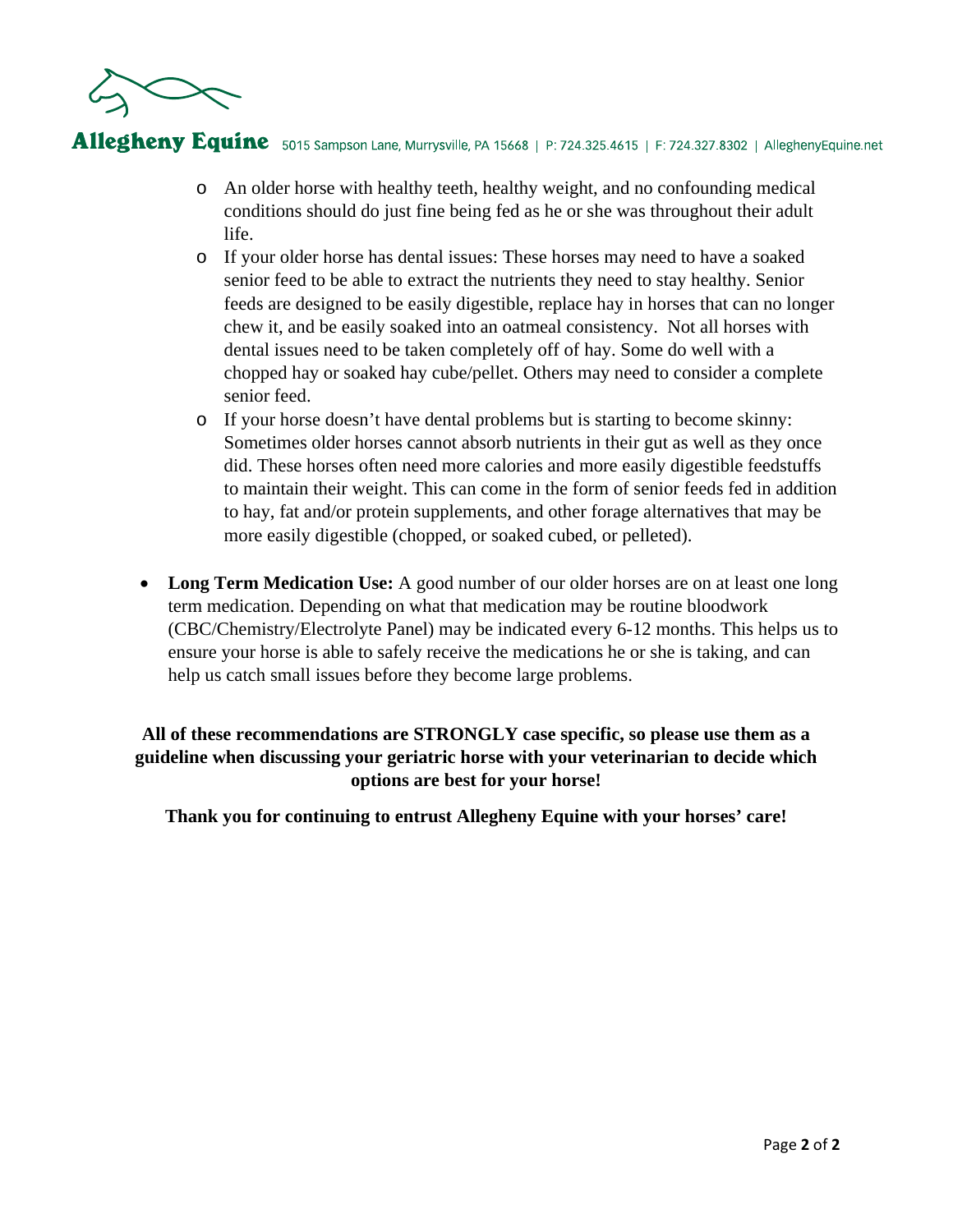- An older horse with healthy teeth, healthy weight, and no confounding medical conditions should do just fine being fed as he or she was throughout their adult life.
  - If your older horse has dental issues: These horses may need to have a soaked senior feed to be able to extract the nutrients they need to stay healthy. Senior feeds are designed to be easily digestible, replace hay in horses that can no longer chew it, and be easily soaked into an oatmeal consistency. Not all horses with dental issues need to be taken completely off of hay. Some do well with a chopped hay or soaked hay cube/pellet. Others may need to consider a complete senior feed.
  - If your horse doesn't have dental problems but is starting to become skinny: Sometimes older horses cannot absorb nutrients in their gut as well as they once did. These horses often need more calories and more easily digestible feedstuffs to maintain their weight. This can come in the form of senior feeds fed in addition to hay, fat and/or protein supplements, and other forage alternatives that may be more easily digestible (chopped, or soaked cubed, or pelleted).

- **Long Term Medication Use:** A good number of our older horses are on at least one long term medication. Depending on what that medication may be routine bloodwork (CBC/Chemistry/Electrolyte Panel) may be indicated every 6-12 months. This helps us to ensure your horse is able to safely receive the medications he or she is taking, and can help us catch small issues before they become large problems.

**All of these recommendations are STRONGLY case specific, so please use them as a guideline when discussing your geriatric horse with your veterinarian to decide which options are best for your horse!**

**Thank you for continuing to entrust Allegheny Equine with your horses' care!**